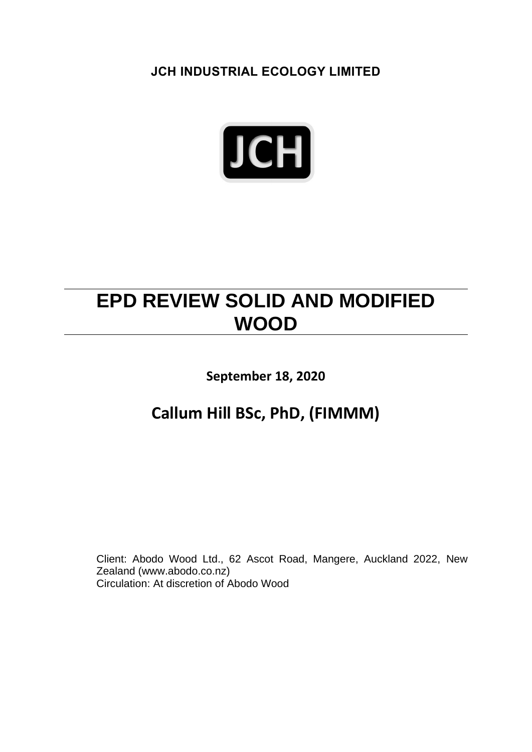**JCH INDUSTRIAL ECOLOGY LIMITED**

JCH

# EPD REVIEW SOLID AND MODIFIED WOOD

**September 18, 2020**

## Callum Hill BSc, PhD, (FIMMM)

Client: Abodo Wood Ltd., 62 Ascot Road, Mangere, Auckland 2022, New Zealand (www.abodo.co.nz)
Circulation: At discretion of Abodo Wood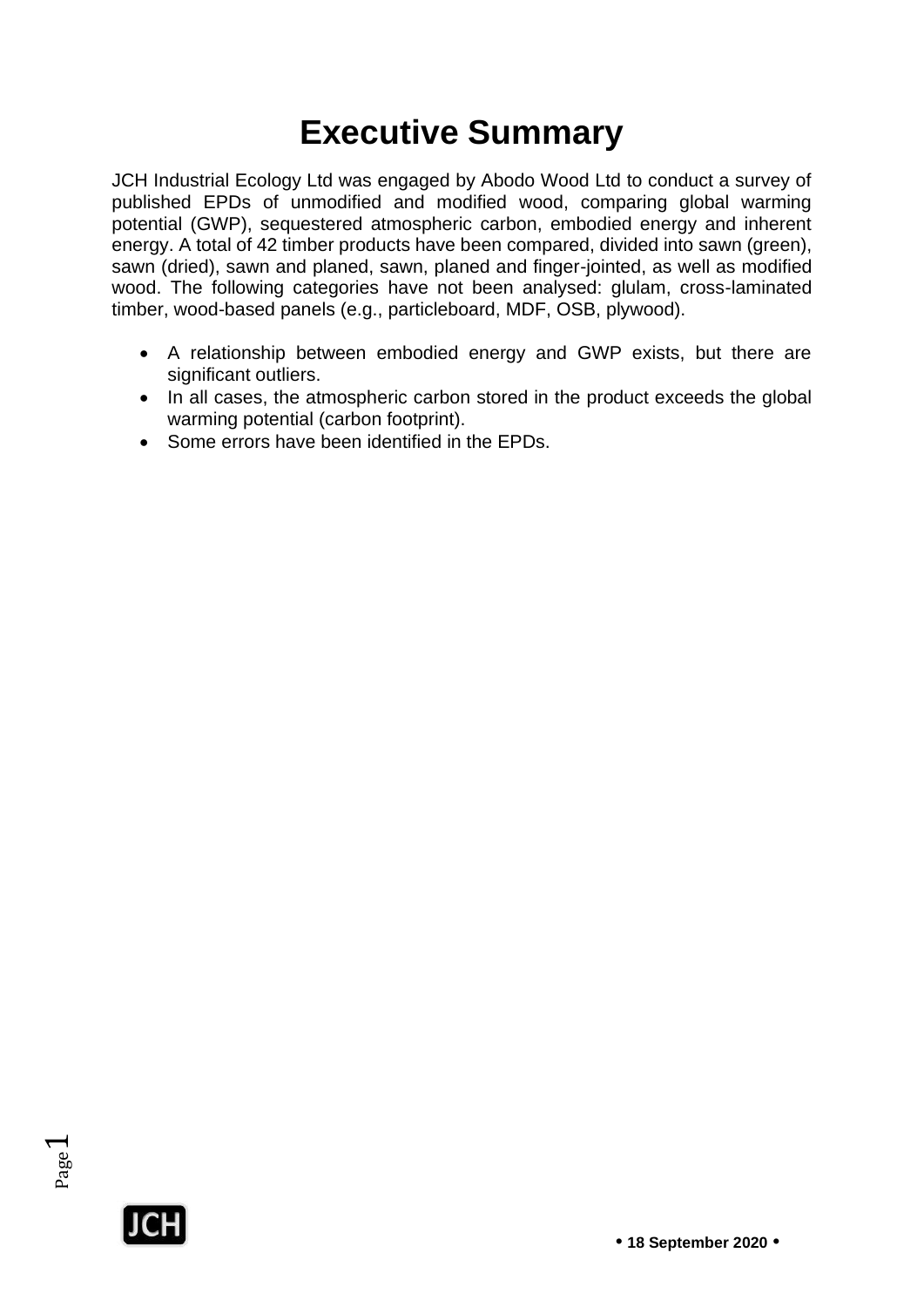# Executive Summary

JCH Industrial Ecology Ltd was engaged by Abodo Wood Ltd to conduct a survey of published EPDs of unmodified and modified wood, comparing global warming potential (GWP), sequestered atmospheric carbon, embodied energy and inherent energy. A total of 42 timber products have been compared, divided into sawn (green), sawn (dried), sawn and planed, sawn, planed and finger-jointed, as well as modified wood. The following categories have not been analysed: glulam, cross-laminated timber, wood-based panels (e.g., particleboard, MDF, OSB, plywood).

- A relationship between embodied energy and GWP exists, but there are significant outliers.
- In all cases, the atmospheric carbon stored in the product exceeds the global warming potential (carbon footprint).
- Some errors have been identified in the EPDs.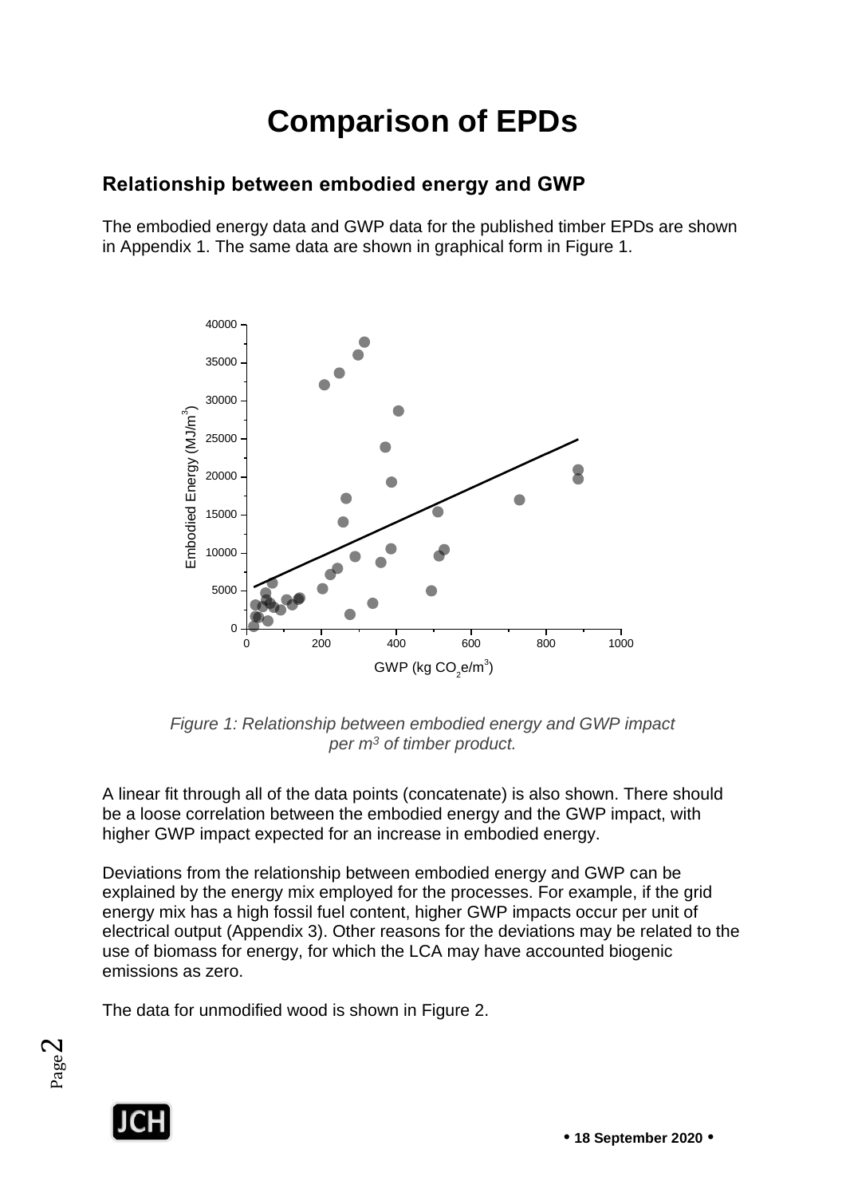# Comparison of EPDs

## Relationship between embodied energy and GWP

The embodied energy data and GWP data for the published timber EPDs are shown in Appendix 1. The same data are shown in graphical form in Figure 1.

*Figure 1: Relationship between embodied energy and GWP impact per $m^3$ of timber product.*

A linear fit through all of the data points (concatenate) is also shown. There should be a loose correlation between the embodied energy and the GWP impact, with higher GWP impact expected for an increase in embodied energy.

Deviations from the relationship between embodied energy and GWP can be explained by the energy mix employed for the processes. For example, if the grid energy mix has a high fossil fuel content, higher GWP impacts occur per unit of electrical output (Appendix 3). Other reasons for the deviations may be related to the use of biomass for energy, for which the LCA may have accounted biogenic emissions as zero.

The data for unmodified wood is shown in Figure 2.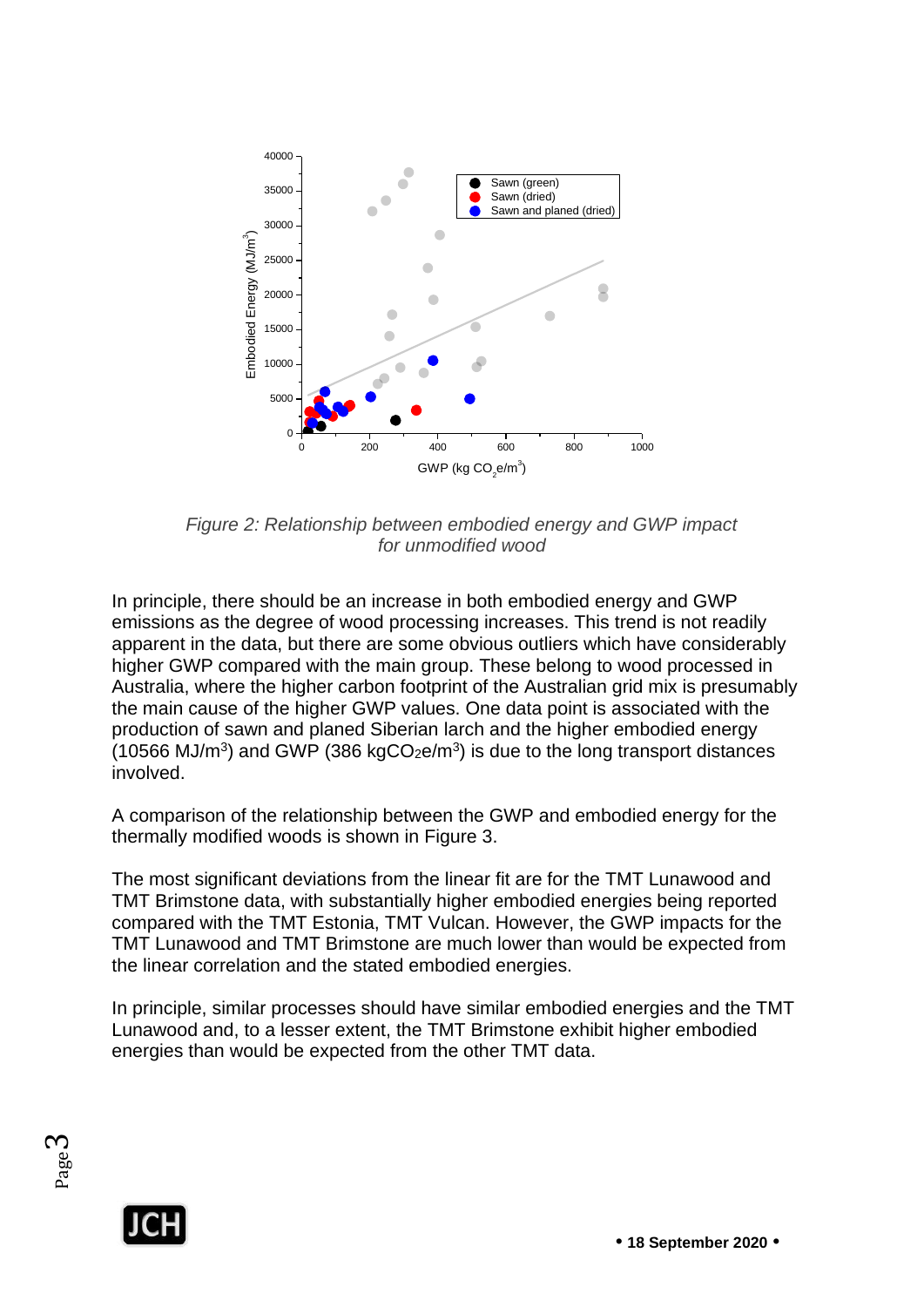*Figure 2: Relationship between embodied energy and GWP impact for unmodified wood*

In principle, there should be an increase in both embodied energy and GWP emissions as the degree of wood processing increases. This trend is not readily apparent in the data, but there are some obvious outliers which have considerably higher GWP compared with the main group. These belong to wood processed in Australia, where the higher carbon footprint of the Australian grid mix is presumably the main cause of the higher GWP values. One data point is associated with the production of sawn and planed Siberian larch and the higher embodied energy (10566 MJ/m$^3$) and GWP (386 kg$CO_2$e/m$^3$) is due to the long transport distances involved.

A comparison of the relationship between the GWP and embodied energy for the thermally modified woods is shown in Figure 3.

The most significant deviations from the linear fit are for the TMT Lunawood and TMT Brimstone data, with substantially higher embodied energies being reported compared with the TMT Estonia, TMT Vulcan. However, the GWP impacts for the TMT Lunawood and TMT Brimstone are much lower than would be expected from the linear correlation and the stated embodied energies.

In principle, similar processes should have similar embodied energies and the TMT Lunawood and, to a lesser extent, the TMT Brimstone exhibit higher embodied energies than would be expected from the other TMT data.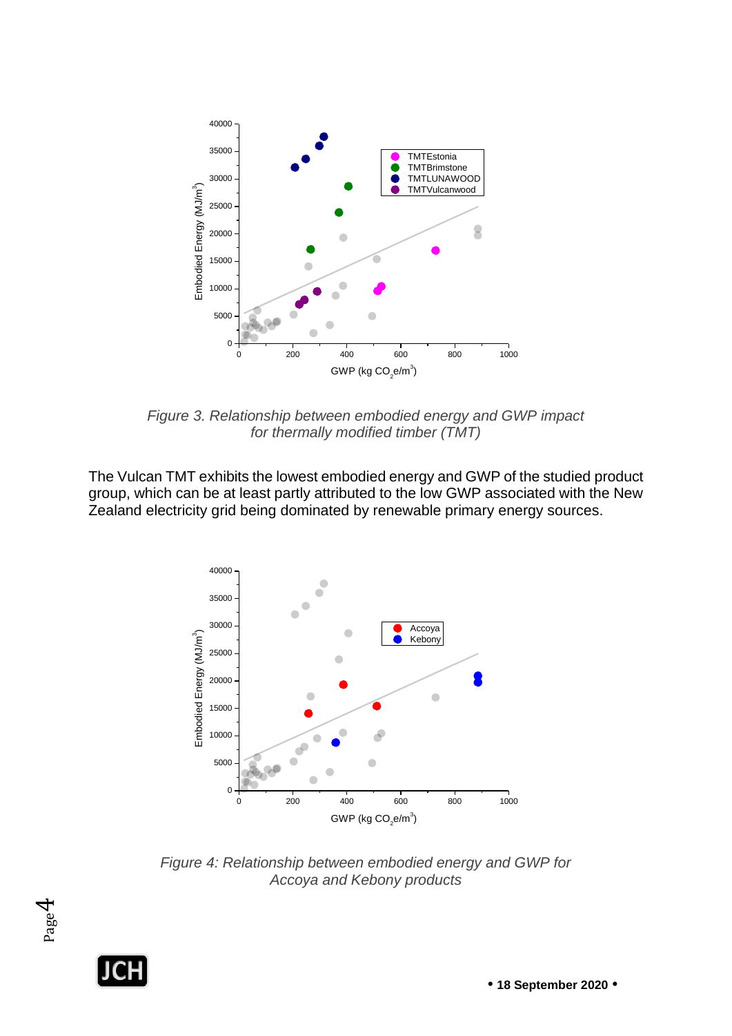*Figure 3. Relationship between embodied energy and GWP impact for thermally modified timber (TMT)*

The Vulcan TMT exhibits the lowest embodied energy and GWP of the studied product group, which can be at least partly attributed to the low GWP associated with the New Zealand electricity grid being dominated by renewable primary energy sources.

*Figure 4: Relationship between embodied energy and GWP for Accoya and Kebony products*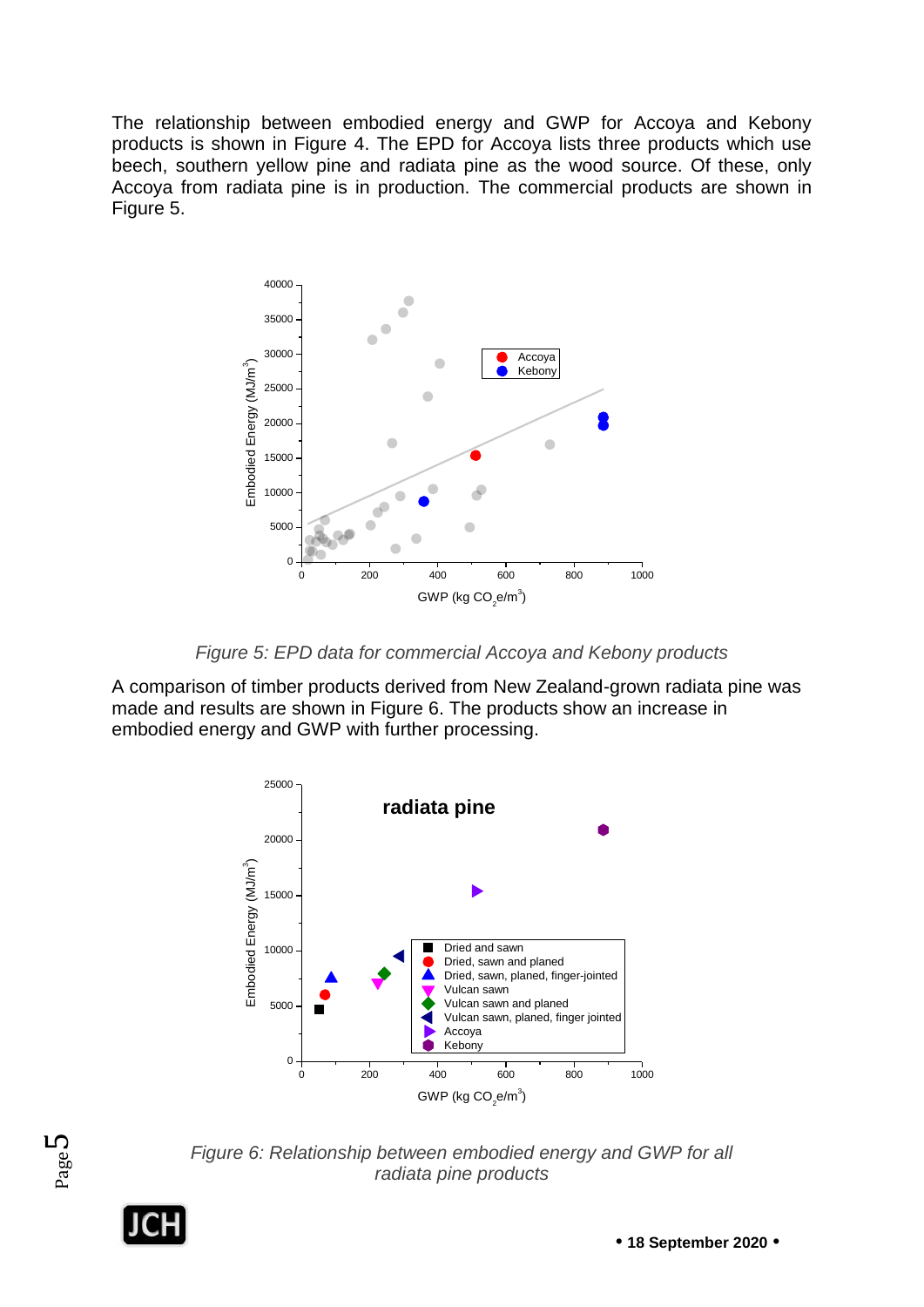The relationship between embodied energy and GWP for Accoya and Kebony products is shown in Figure 4. The EPD for Accoya lists three products which use beech, southern yellow pine and radiata pine as the wood source. Of these, only Accoya from radiata pine is in production. The commercial products are shown in Figure 5.

*Figure 5: EPD data for commercial Accoya and Kebony products*

A comparison of timber products derived from New Zealand-grown radiata pine was made and results are shown in Figure 6. The products show an increase in embodied energy and GWP with further processing.

*Figure 6: Relationship between embodied energy and GWP for all radiata pine products*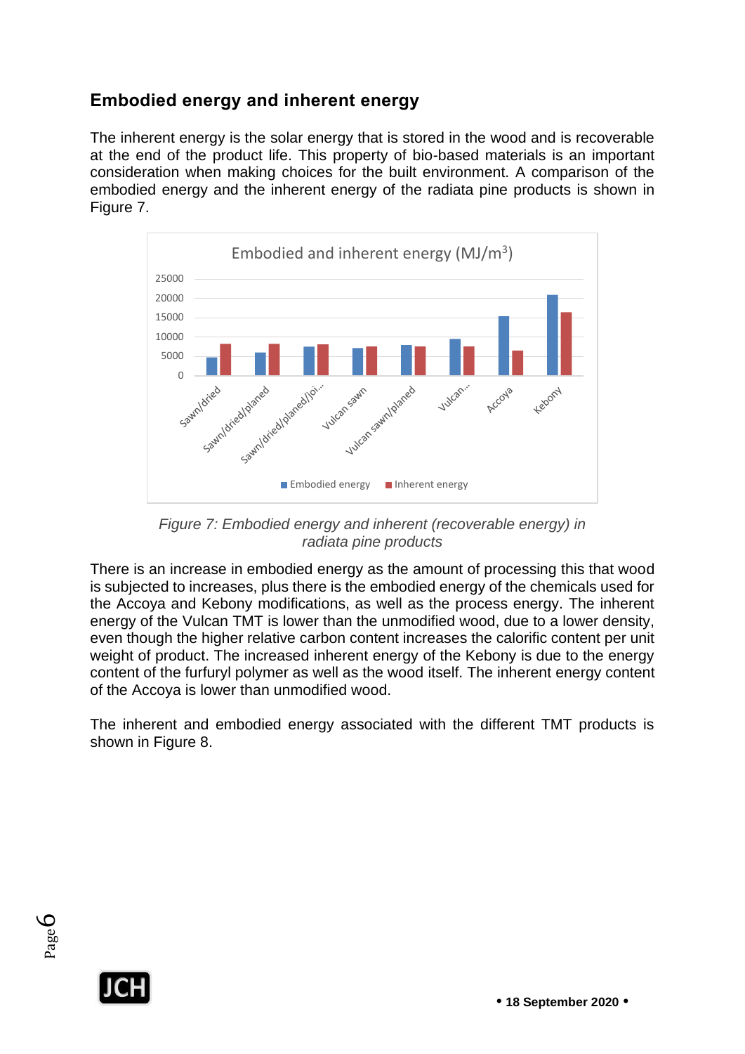## Embodied energy and inherent energy

The inherent energy is the solar energy that is stored in the wood and is recoverable at the end of the product life. This property of bio-based materials is an important consideration when making choices for the built environment. A comparison of the embodied energy and the inherent energy of the radiata pine products is shown in Figure 7.

*Figure 7: Embodied energy and inherent (recoverable energy) in radiata pine products*

There is an increase in embodied energy as the amount of processing this that wood is subjected to increases, plus there is the embodied energy of the chemicals used for the Accoya and Kebony modifications, as well as the process energy. The inherent energy of the Vulcan TMT is lower than the unmodified wood, due to a lower density, even though the higher relative carbon content increases the calorific content per unit weight of product. The increased inherent energy of the Kebony is due to the energy content of the furfuryl polymer as well as the wood itself. The inherent energy content of the Accoya is lower than unmodified wood.

The inherent and embodied energy associated with the different TMT products is shown in Figure 8.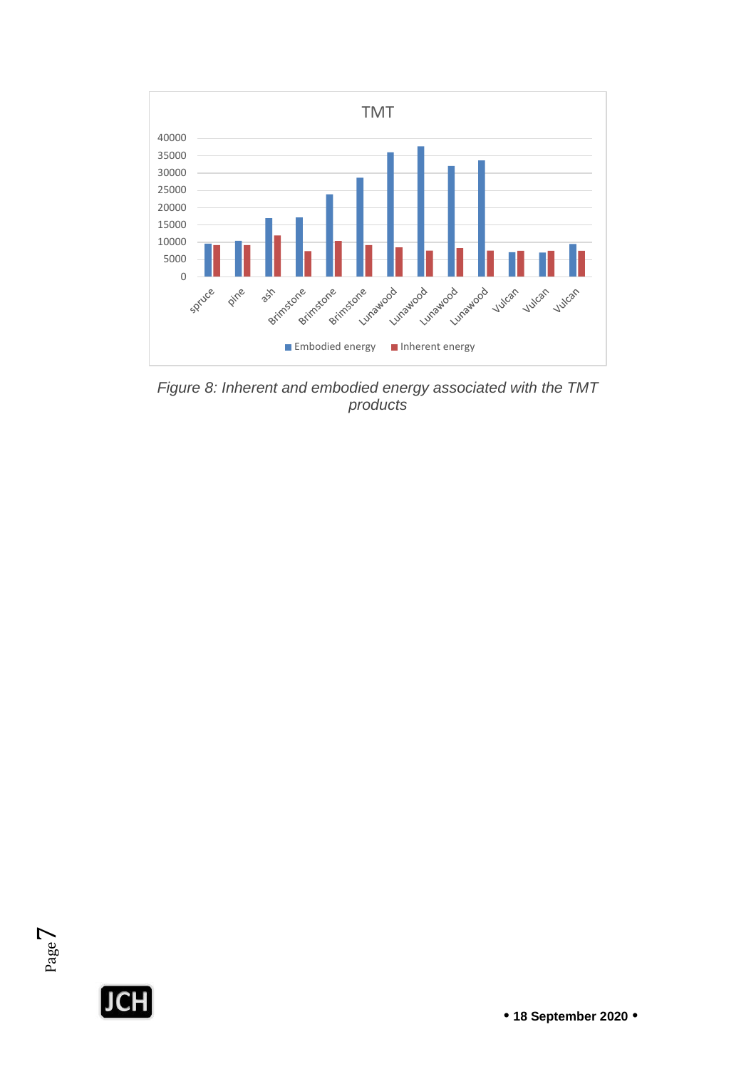*Figure 8: Inherent and embodied energy associated with the TMT products*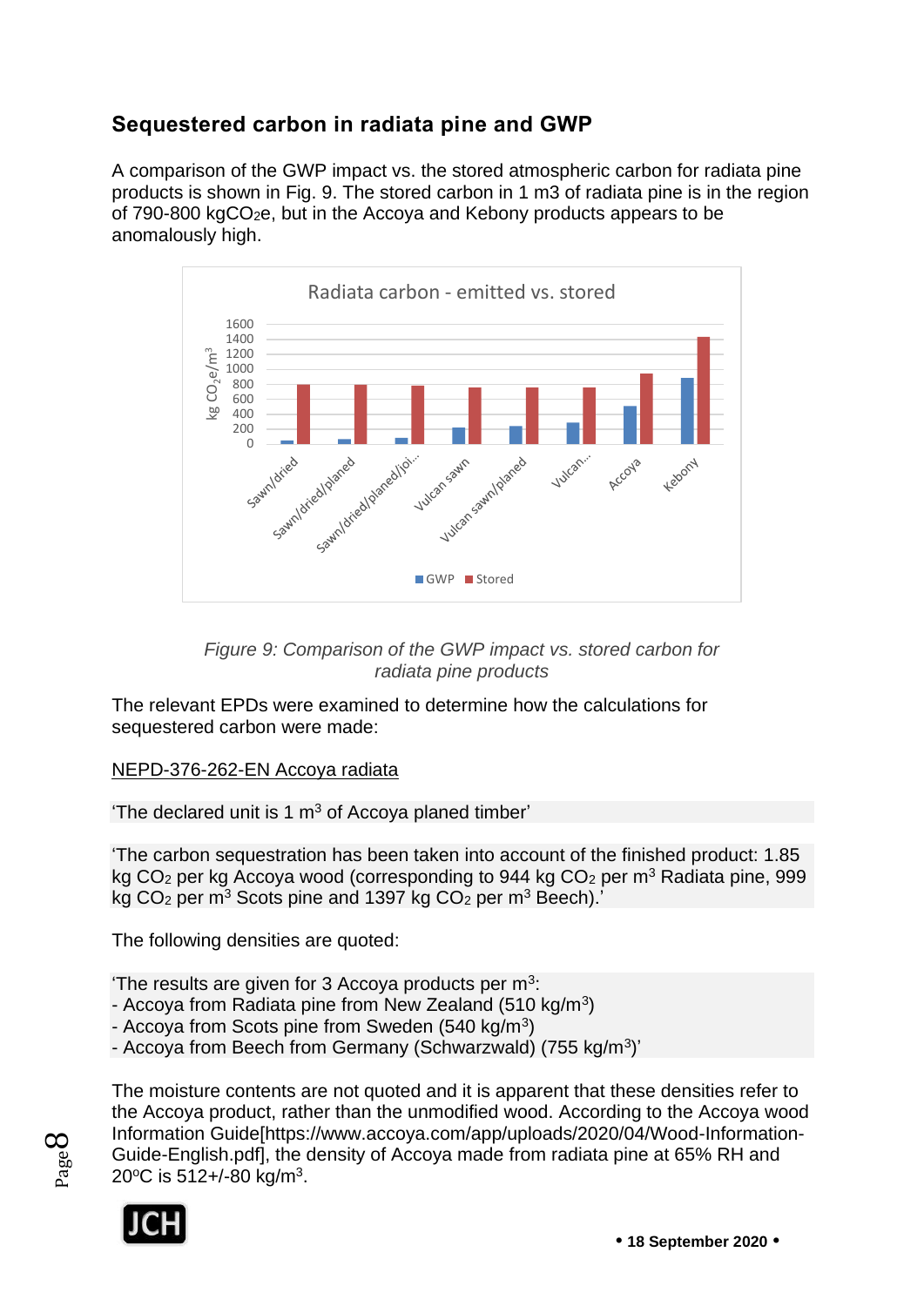## Sequestered carbon in radiata pine and GWP

A comparison of the GWP impact vs. the stored atmospheric carbon for radiata pine products is shown in Fig. 9. The stored carbon in 1 m3 of radiata pine is in the region of 790-800 kg$CO_2$e, but in the Accoya and Kebony products appears to be anomalously high.

*Figure 9: Comparison of the GWP impact vs. stored carbon for radiata pine products*

The relevant EPDs were examined to determine how the calculations for sequestered carbon were made:

NEPD-376-262-EN Accoya radiata

'The declared unit is 1 m$^3$ of Accoya planed timber'

'The carbon sequestration has been taken into account of the finished product: 1.85 kg $CO_2$ per kg Accoya wood (corresponding to 944 kg $CO_2$ per m$^3$ Radiata pine, 999 kg $CO_2$ per m$^3$ Scots pine and 1397 kg $CO_2$ per m$^3$ Beech).'

The following densities are quoted:

'The results are given for 3 Accoya products per m$^3$:
- Accoya from Radiata pine from New Zealand (510 kg/m$^3$)
- Accoya from Scots pine from Sweden (540 kg/m$^3$)
- Accoya from Beech from Germany (Schwarzwald) (755 kg/m$^3$)'

The moisture contents are not quoted and it is apparent that these densities refer to the Accoya product, rather than the unmodified wood. According to the Accoya wood Information Guide[https://www.accoya.com/app/uploads/2020/04/Wood-Information-Guide-English.pdf], the density of Accoya made from radiata pine at 65% RH and 20$^o$C is 512+/-80 kg/m$^3$.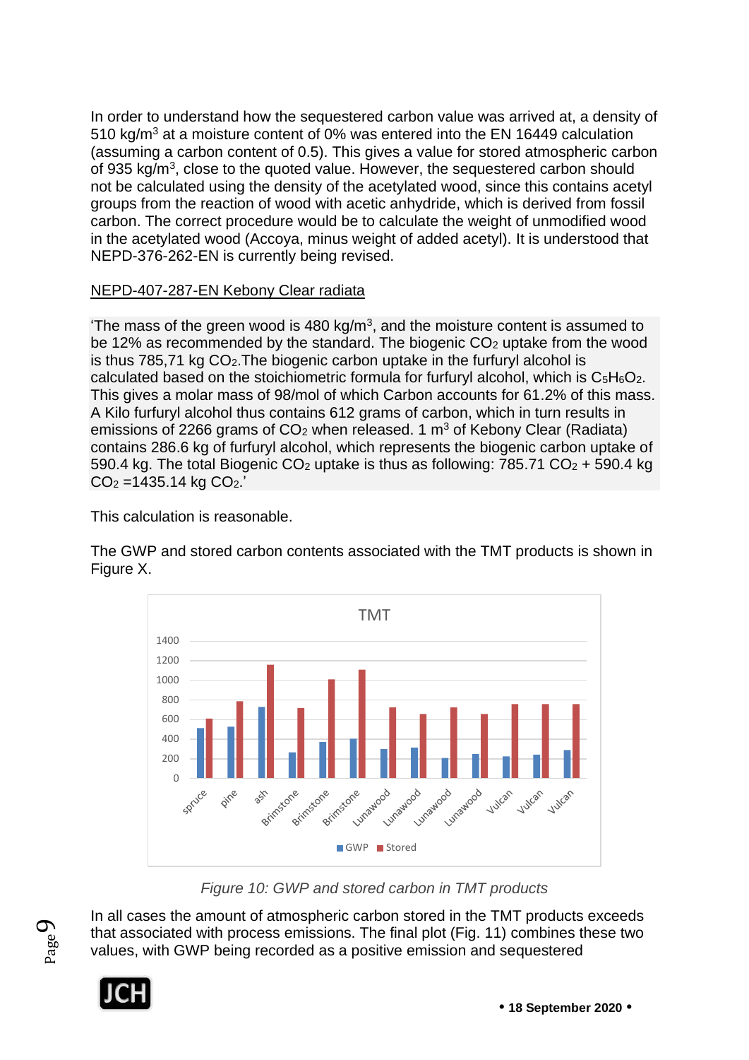In order to understand how the sequestered carbon value was arrived at, a density of 510 kg/m$^3$ at a moisture content of 0% was entered into the EN 16449 calculation (assuming a carbon content of 0.5). This gives a value for stored atmospheric carbon of 935 kg/m$^3$, close to the quoted value. However, the sequestered carbon should not be calculated using the density of the acetylated wood, since this contains acetyl groups from the reaction of wood with acetic anhydride, which is derived from fossil carbon. The correct procedure would be to calculate the weight of unmodified wood in the acetylated wood (Accoya, minus weight of added acetyl). It is understood that NEPD-376-262-EN is currently being revised.

<u>NEPD-407-287-EN Kebony Clear radiata</u>

'The mass of the green wood is 480 kg/m$^3$, and the moisture content is assumed to be 12% as recommended by the standard. The biogenic $CO_2$ uptake from the wood is thus 785,71 kg $CO_2$.The biogenic carbon uptake in the furfuryl alcohol is calculated based on the stoichiometric formula for furfuryl alcohol, which is $C_5H_6O_2$. This gives a molar mass of 98/mol of which Carbon accounts for 61.2% of this mass. A Kilo furfuryl alcohol thus contains 612 grams of carbon, which in turn results in emissions of 2266 grams of $CO_2$ when released. 1 m$^3$ of Kebony Clear (Radiata) contains 286.6 kg of furfuryl alcohol, which represents the biogenic carbon uptake of 590.4 kg. The total Biogenic $CO_2$ uptake is thus as following: 785.71 $CO_2$ + 590.4 kg $CO_2$ =1435.14 kg $CO_2$.'

This calculation is reasonable.

The GWP and stored carbon contents associated with the TMT products is shown in Figure X.

*Figure 10: GWP and stored carbon in TMT products*

In all cases the amount of atmospheric carbon stored in the TMT products exceeds that associated with process emissions. The final plot (Fig. 11) combines these two values, with GWP being recorded as a positive emission and sequestered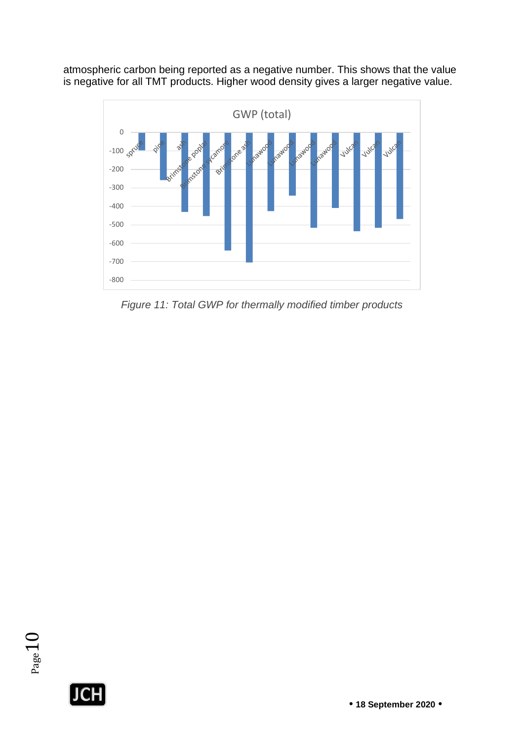atmospheric carbon being reported as a negative number. This shows that the value is negative for all TMT products. Higher wood density gives a larger negative value.

*Figure 11: Total GWP for thermally modified timber products*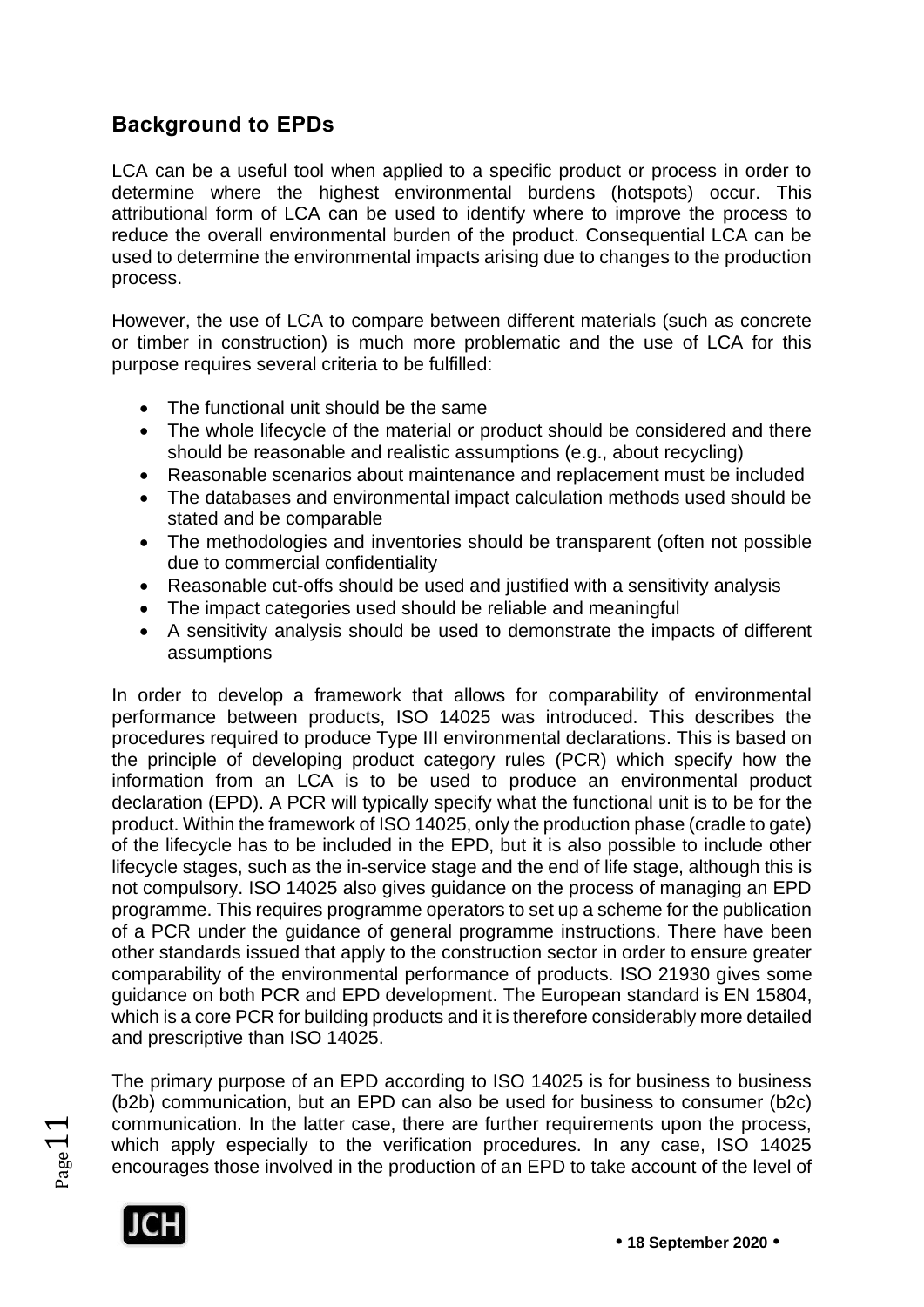## Background to EPDs

LCA can be a useful tool when applied to a specific product or process in order to determine where the highest environmental burdens (hotspots) occur. This attributional form of LCA can be used to identify where to improve the process to reduce the overall environmental burden of the product. Consequential LCA can be used to determine the environmental impacts arising due to changes to the production process.

However, the use of LCA to compare between different materials (such as concrete or timber in construction) is much more problematic and the use of LCA for this purpose requires several criteria to be fulfilled:

- The functional unit should be the same
- The whole lifecycle of the material or product should be considered and there should be reasonable and realistic assumptions (e.g., about recycling)
- Reasonable scenarios about maintenance and replacement must be included
- The databases and environmental impact calculation methods used should be stated and be comparable
- The methodologies and inventories should be transparent (often not possible due to commercial confidentiality
- Reasonable cut-offs should be used and justified with a sensitivity analysis
- The impact categories used should be reliable and meaningful
- A sensitivity analysis should be used to demonstrate the impacts of different assumptions

In order to develop a framework that allows for comparability of environmental performance between products, ISO 14025 was introduced. This describes the procedures required to produce Type III environmental declarations. This is based on the principle of developing product category rules (PCR) which specify how the information from an LCA is to be used to produce an environmental product declaration (EPD). A PCR will typically specify what the functional unit is to be for the product. Within the framework of ISO 14025, only the production phase (cradle to gate) of the lifecycle has to be included in the EPD, but it is also possible to include other lifecycle stages, such as the in-service stage and the end of life stage, although this is not compulsory. ISO 14025 also gives guidance on the process of managing an EPD programme. This requires programme operators to set up a scheme for the publication of a PCR under the guidance of general programme instructions. There have been other standards issued that apply to the construction sector in order to ensure greater comparability of the environmental performance of products. ISO 21930 gives some guidance on both PCR and EPD development. The European standard is EN 15804, which is a core PCR for building products and it is therefore considerably more detailed and prescriptive than ISO 14025.

The primary purpose of an EPD according to ISO 14025 is for business to business (b2b) communication, but an EPD can also be used for business to consumer (b2c) communication. In the latter case, there are further requirements upon the process, which apply especially to the verification procedures. In any case, ISO 14025 encourages those involved in the production of an EPD to take account of the level of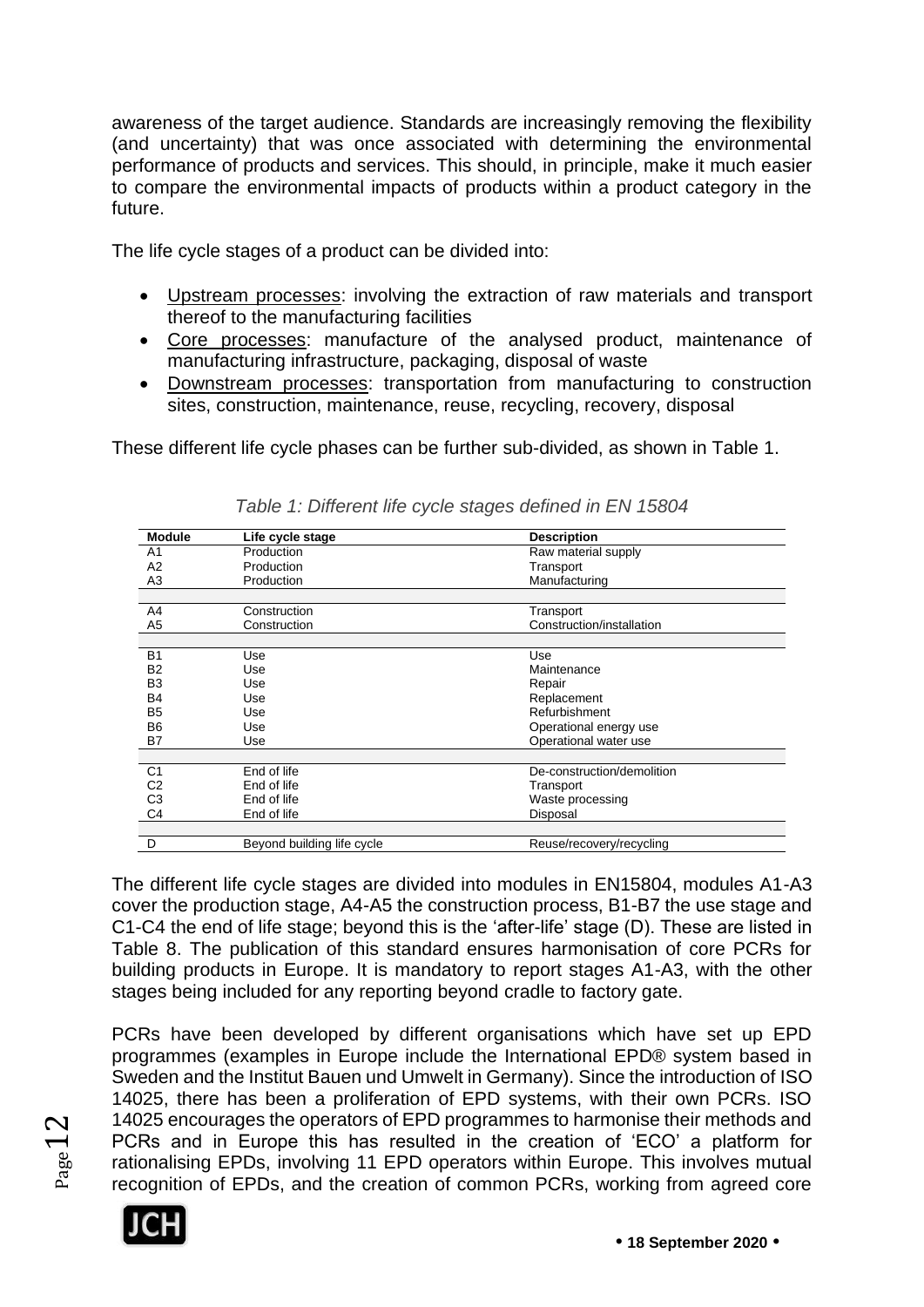awareness of the target audience. Standards are increasingly removing the flexibility (and uncertainty) that was once associated with determining the environmental performance of products and services. This should, in principle, make it much easier to compare the environmental impacts of products within a product category in the future.

The life cycle stages of a product can be divided into:

- Upstream processes: involving the extraction of raw materials and transport thereof to the manufacturing facilities
- Core processes: manufacture of the analysed product, maintenance of manufacturing infrastructure, packaging, disposal of waste
- Downstream processes: transportation from manufacturing to construction sites, construction, maintenance, reuse, recycling, recovery, disposal

These different life cycle phases can be further sub-divided, as shown in Table 1.

*Table 1: Different life cycle stages defined in EN 15804*

| Module | Life cycle stage | Description |
|---|---|---|
| A1 | Production | Raw material supply |
| A2 | Production | Transport |
| A3 | Production | Manufacturing |
| | | |
| A4 | Construction | Transport |
| A5 | Construction | Construction/installation |
| | | |
| B1 | Use | Use |
| B2 | Use | Maintenance |
| B3 | Use | Repair |
| B4 | Use | Replacement |
| B5 | Use | Refurbishment |
| B6 | Use | Operational energy use |
| B7 | Use | Operational water use |
| | | |
| C1 | End of life | De-construction/demolition |
| C2 | End of life | Transport |
| C3 | End of life | Waste processing |
| C4 | End of life | Disposal |
| | | |
| D | Beyond building life cycle | Reuse/recovery/recycling |

The different life cycle stages are divided into modules in EN15804, modules A1-A3 cover the production stage, A4-A5 the construction process, B1-B7 the use stage and C1-C4 the end of life stage; beyond this is the 'after-life' stage (D). These are listed in Table 8. The publication of this standard ensures harmonisation of core PCRs for building products in Europe. It is mandatory to report stages A1-A3, with the other stages being included for any reporting beyond cradle to factory gate.

PCRs have been developed by different organisations which have set up EPD programmes (examples in Europe include the International EPD® system based in Sweden and the Institut Bauen und Umwelt in Germany). Since the introduction of ISO 14025, there has been a proliferation of EPD systems, with their own PCRs. ISO 14025 encourages the operators of EPD programmes to harmonise their methods and PCRs and in Europe this has resulted in the creation of 'ECO' a platform for rationalising EPDs, involving 11 EPD operators within Europe. This involves mutual recognition of EPDs, and the creation of common PCRs, working from agreed core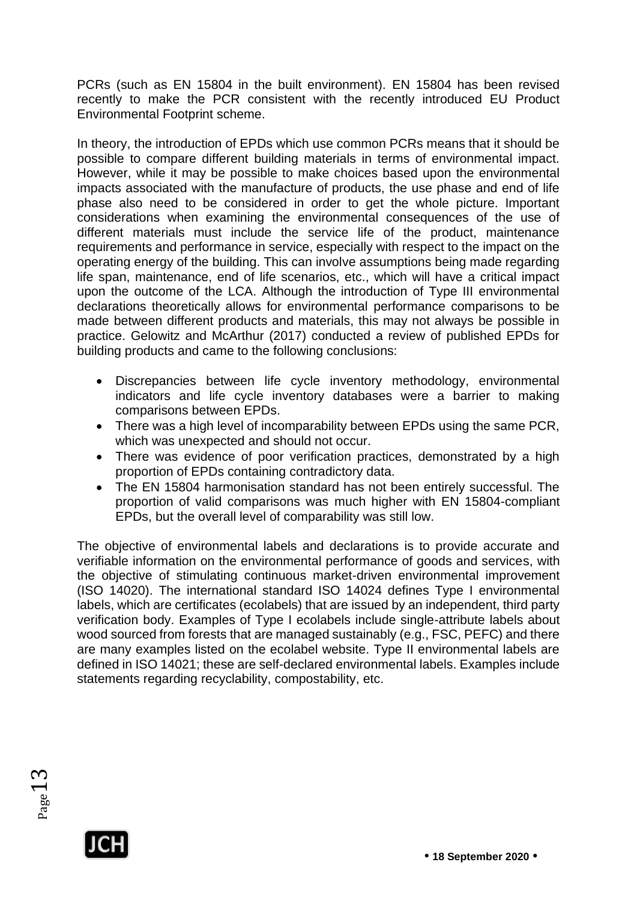PCRs (such as EN 15804 in the built environment). EN 15804 has been revised recently to make the PCR consistent with the recently introduced EU Product Environmental Footprint scheme.

In theory, the introduction of EPDs which use common PCRs means that it should be possible to compare different building materials in terms of environmental impact. However, while it may be possible to make choices based upon the environmental impacts associated with the manufacture of products, the use phase and end of life phase also need to be considered in order to get the whole picture. Important considerations when examining the environmental consequences of the use of different materials must include the service life of the product, maintenance requirements and performance in service, especially with respect to the impact on the operating energy of the building. This can involve assumptions being made regarding life span, maintenance, end of life scenarios, etc., which will have a critical impact upon the outcome of the LCA. Although the introduction of Type III environmental declarations theoretically allows for environmental performance comparisons to be made between different products and materials, this may not always be possible in practice. Gelowitz and McArthur (2017) conducted a review of published EPDs for building products and came to the following conclusions:

- Discrepancies between life cycle inventory methodology, environmental indicators and life cycle inventory databases were a barrier to making comparisons between EPDs.
- There was a high level of incomparability between EPDs using the same PCR, which was unexpected and should not occur.
- There was evidence of poor verification practices, demonstrated by a high proportion of EPDs containing contradictory data.
- The EN 15804 harmonisation standard has not been entirely successful. The proportion of valid comparisons was much higher with EN 15804-compliant EPDs, but the overall level of comparability was still low.

The objective of environmental labels and declarations is to provide accurate and verifiable information on the environmental performance of goods and services, with the objective of stimulating continuous market-driven environmental improvement (ISO 14020). The international standard ISO 14024 defines Type I environmental labels, which are certificates (ecolabels) that are issued by an independent, third party verification body. Examples of Type I ecolabels include single-attribute labels about wood sourced from forests that are managed sustainably (e.g., FSC, PEFC) and there are many examples listed on the ecolabel website. Type II environmental labels are defined in ISO 14021; these are self-declared environmental labels. Examples include statements regarding recyclability, compostability, etc.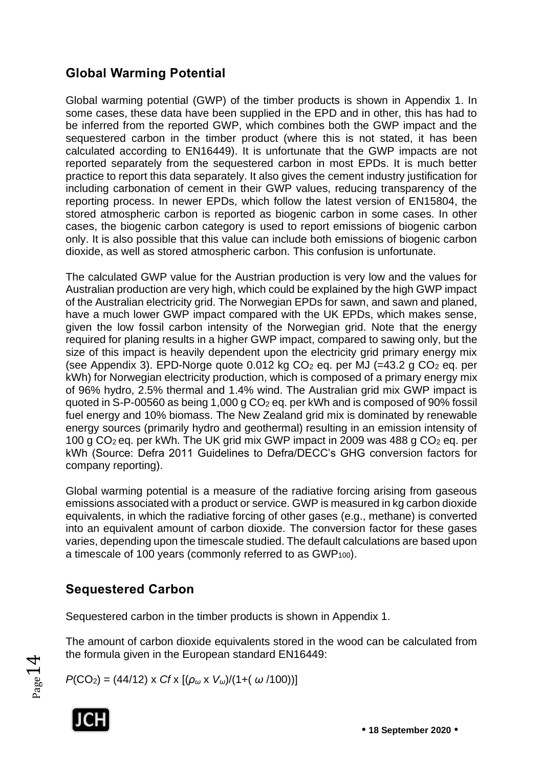## Global Warming Potential

Global warming potential (GWP) of the timber products is shown in Appendix 1. In some cases, these data have been supplied in the EPD and in other, this has had to be inferred from the reported GWP, which combines both the GWP impact and the sequestered carbon in the timber product (where this is not stated, it has been calculated according to EN16449). It is unfortunate that the GWP impacts are not reported separately from the sequestered carbon in most EPDs. It is much better practice to report this data separately. It also gives the cement industry justification for including carbonation of cement in their GWP values, reducing transparency of the reporting process. In newer EPDs, which follow the latest version of EN15804, the stored atmospheric carbon is reported as biogenic carbon in some cases. In other cases, the biogenic carbon category is used to report emissions of biogenic carbon only. It is also possible that this value can include both emissions of biogenic carbon dioxide, as well as stored atmospheric carbon. This confusion is unfortunate.

The calculated GWP value for the Austrian production is very low and the values for Australian production are very high, which could be explained by the high GWP impact of the Australian electricity grid. The Norwegian EPDs for sawn, and sawn and planed, have a much lower GWP impact compared with the UK EPDs, which makes sense, given the low fossil carbon intensity of the Norwegian grid. Note that the energy required for planing results in a higher GWP impact, compared to sawing only, but the size of this impact is heavily dependent upon the electricity grid primary energy mix (see Appendix 3). EPD-Norge quote 0.012 kg $CO_2$ eq. per MJ (=43.2 g $CO_2$ eq. per kWh) for Norwegian electricity production, which is composed of a primary energy mix of 96% hydro, 2.5% thermal and 1.4% wind. The Australian grid mix GWP impact is quoted in S-P-00560 as being 1,000 g $CO_2$ eq. per kWh and is composed of 90% fossil fuel energy and 10% biomass. The New Zealand grid mix is dominated by renewable energy sources (primarily hydro and geothermal) resulting in an emission intensity of 100 g $CO_2$ eq. per kWh. The UK grid mix GWP impact in 2009 was 488 g $CO_2$ eq. per kWh (Source: Defra 2011 Guidelines to Defra/DECC's GHG conversion factors for company reporting).

Global warming potential is a measure of the radiative forcing arising from gaseous emissions associated with a product or service. GWP is measured in kg carbon dioxide equivalents, in which the radiative forcing of other gases (e.g., methane) is converted into an equivalent amount of carbon dioxide. The conversion factor for these gases varies, depending upon the timescale studied. The default calculations are based upon a timescale of 100 years (commonly referred to as $GWP_{100}$).

## Sequestered Carbon

Sequestered carbon in the timber products is shown in Appendix 1.

The amount of carbon dioxide equivalents stored in the wood can be calculated from the formula given in the European standard EN16449:

$$P(CO_2) = (44/12) \times Cf \times [(\rho_\omega \times V_\omega)/(1+(\omega/100))]$$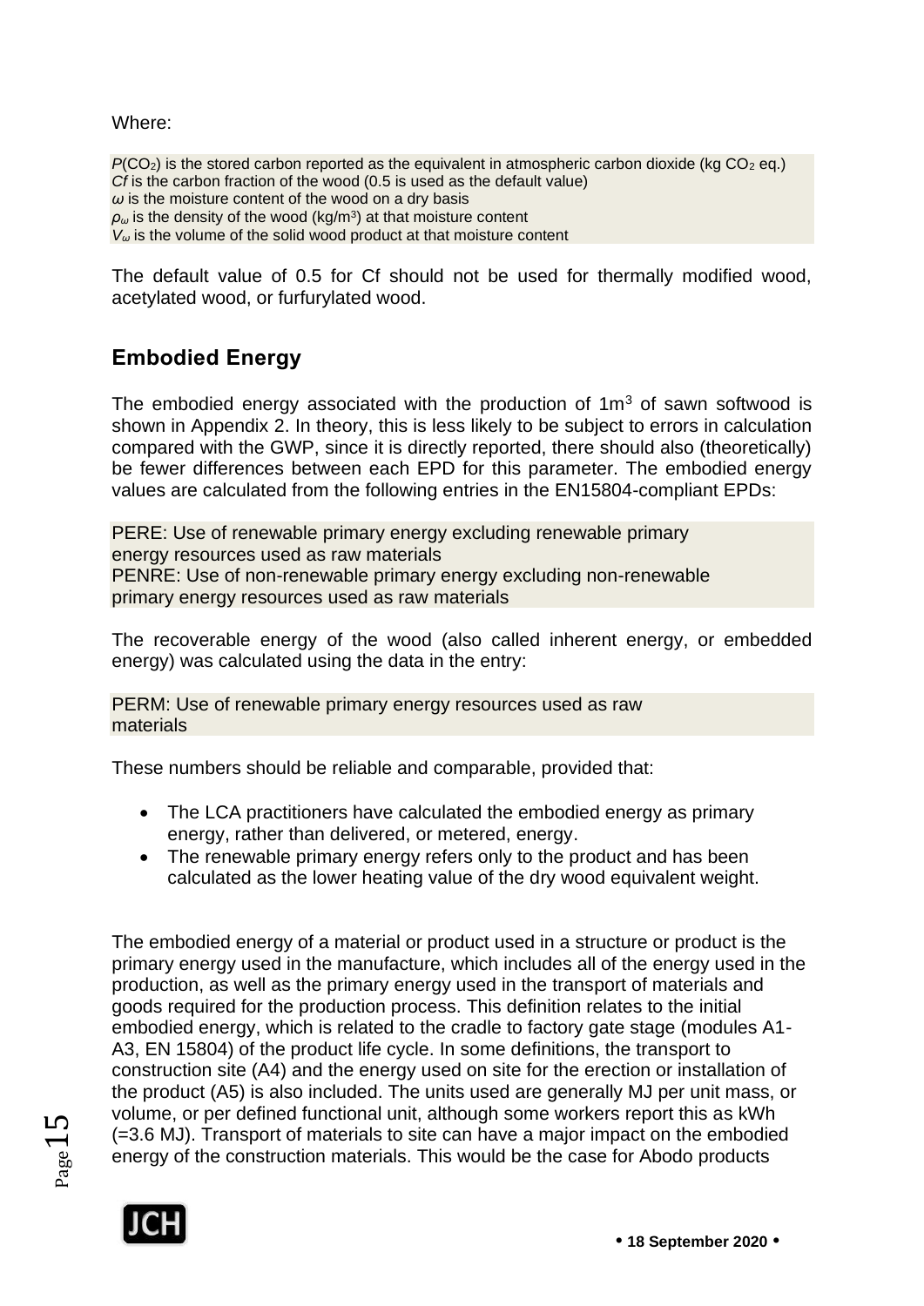Where:

$P(CO_2)$ is the stored carbon reported as the equivalent in atmospheric carbon dioxide (kg $CO_2$ eq.)
$Cf$ is the carbon fraction of the wood (0.5 is used as the default value)
$\omega$ is the moisture content of the wood on a dry basis
$\rho_\omega$ is the density of the wood (kg/m$^3$) at that moisture content
$V_\omega$ is the volume of the solid wood product at that moisture content

The default value of 0.5 for Cf should not be used for thermally modified wood, acetylated wood, or furfurylated wood.

## Embodied Energy

The embodied energy associated with the production of 1m$^3$ of sawn softwood is shown in Appendix 2. In theory, this is less likely to be subject to errors in calculation compared with the GWP, since it is directly reported, there should also (theoretically) be fewer differences between each EPD for this parameter. The embodied energy values are calculated from the following entries in the EN15804-compliant EPDs:

PERE: Use of renewable primary energy excluding renewable primary energy resources used as raw materials
PENRE: Use of non-renewable primary energy excluding non-renewable primary energy resources used as raw materials

The recoverable energy of the wood (also called inherent energy, or embedded energy) was calculated using the data in the entry:

PERM: Use of renewable primary energy resources used as raw materials

These numbers should be reliable and comparable, provided that:

- The LCA practitioners have calculated the embodied energy as primary energy, rather than delivered, or metered, energy.
- The renewable primary energy refers only to the product and has been calculated as the lower heating value of the dry wood equivalent weight.

The embodied energy of a material or product used in a structure or product is the primary energy used in the manufacture, which includes all of the energy used in the production, as well as the primary energy used in the transport of materials and goods required for the production process. This definition relates to the initial embodied energy, which is related to the cradle to factory gate stage (modules A1-A3, EN 15804) of the product life cycle. In some definitions, the transport to construction site (A4) and the energy used on site for the erection or installation of the product (A5) is also included. The units used are generally MJ per unit mass, or volume, or per defined functional unit, although some workers report this as kWh (=3.6 MJ). Transport of materials to site can have a major impact on the embodied energy of the construction materials. This would be the case for Abodo products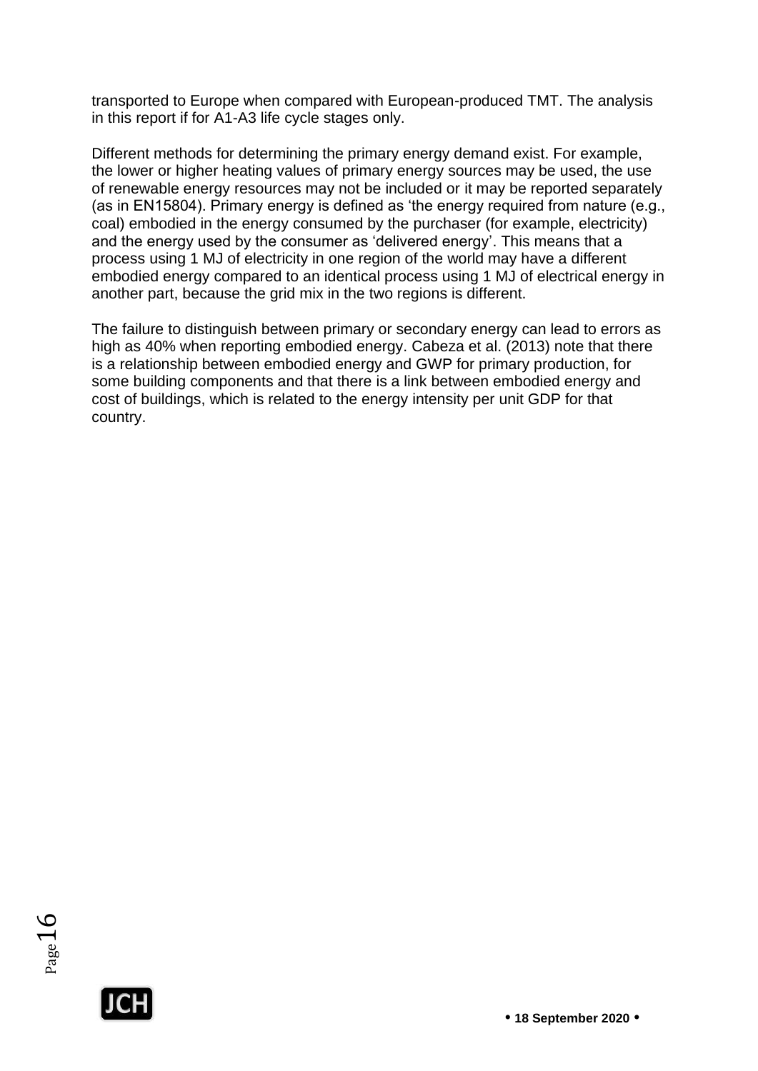transported to Europe when compared with European-produced TMT. The analysis in this report if for A1-A3 life cycle stages only.

Different methods for determining the primary energy demand exist. For example, the lower or higher heating values of primary energy sources may be used, the use of renewable energy resources may not be included or it may be reported separately (as in EN15804). Primary energy is defined as 'the energy required from nature (e.g., coal) embodied in the energy consumed by the purchaser (for example, electricity) and the energy used by the consumer as 'delivered energy'. This means that a process using 1 MJ of electricity in one region of the world may have a different embodied energy compared to an identical process using 1 MJ of electrical energy in another part, because the grid mix in the two regions is different.

The failure to distinguish between primary or secondary energy can lead to errors as high as 40% when reporting embodied energy. Cabeza et al. (2013) note that there is a relationship between embodied energy and GWP for primary production, for some building components and that there is a link between embodied energy and cost of buildings, which is related to the energy intensity per unit GDP for that country.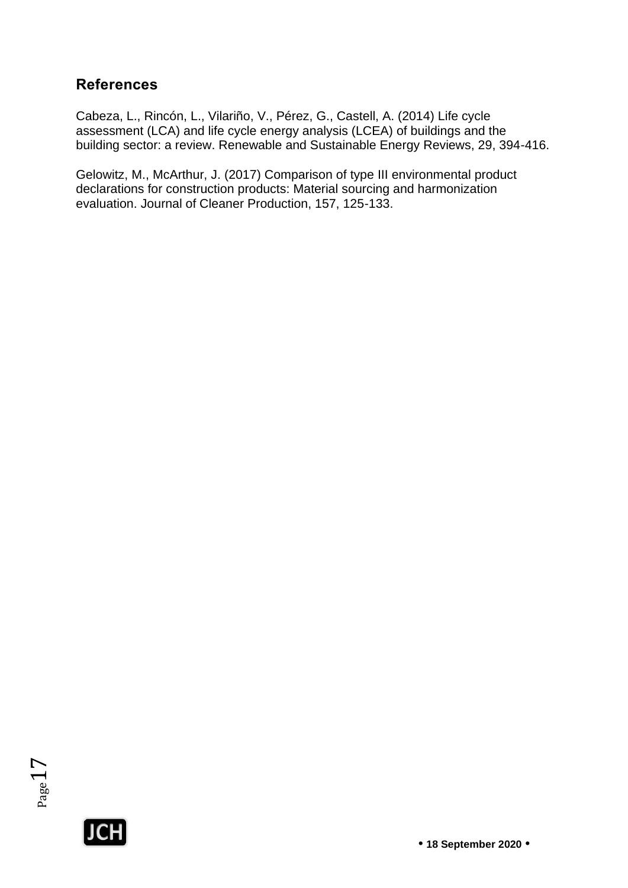## References

Cabeza, L., Rincón, L., Vilariño, V., Pérez, G., Castell, A. (2014) Life cycle assessment (LCA) and life cycle energy analysis (LCEA) of buildings and the building sector: a review. Renewable and Sustainable Energy Reviews, 29, 394-416.

Gelowitz, M., McArthur, J. (2017) Comparison of type III environmental product declarations for construction products: Material sourcing and harmonization evaluation. Journal of Cleaner Production, 157, 125-133.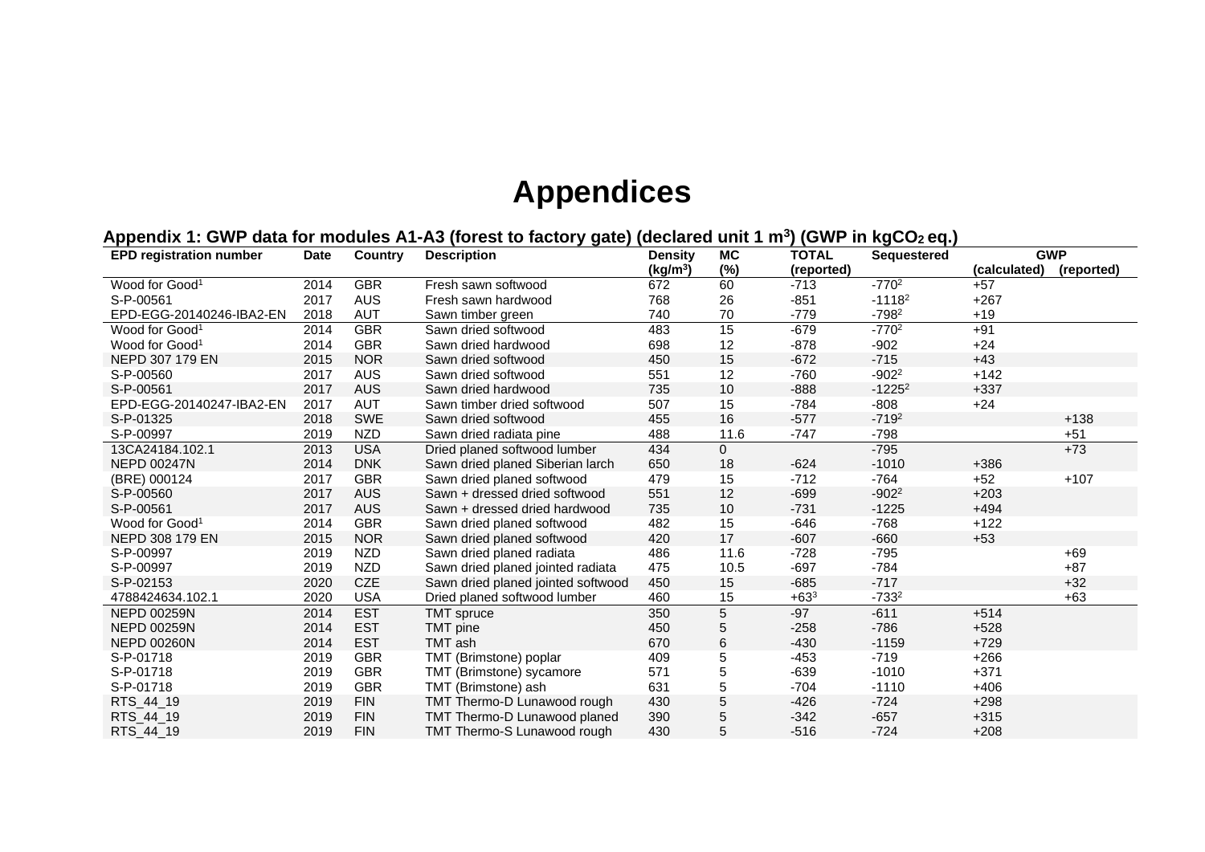# Appendices

## Appendix 1: GWP data for modules A1-A3 (forest to factory gate) (declared unit 1 $m^3$) (GWP in $kgCO_2$ eq.)

| EPD registration number | Date | Country | Description | Density ($kg/m^3$) | MC (%) | TOTAL (reported) | Sequestered | GWP (calculated) | GWP (reported) |
|---|---|---|---|---|---|---|---|---|---|
| Wood for Good[1] | 2014 | GBR | Fresh sawn softwood | 672 | 60 | -713 | -770[2] | +57 | |
| S-P-00561 | 2017 | AUS | Fresh sawn hardwood | 768 | 26 | -851 | -1118[2] | +267 | |
| EPD-EGG-20140246-IBA2-EN | 2018 | AUT | Sawn timber green | 740 | 70 | -779 | -798[2] | +19 | |
| Wood for Good[1] | 2014 | GBR | Sawn dried softwood | 483 | 15 | -679 | -770[2] | +91 | |
| Wood for Good[1] | 2014 | GBR | Sawn dried hardwood | 698 | 12 | -878 | -902 | +24 | |
| NEPD 307 179 EN | 2015 | NOR | Sawn dried softwood | 450 | 15 | -672 | -715 | +43 | |
| S-P-00560 | 2017 | AUS | Sawn dried softwood | 551 | 12 | -760 | -902[2] | +142 | |
| S-P-00561 | 2017 | AUS | Sawn dried hardwood | 735 | 10 | -888 | -1225[2] | +337 | |
| EPD-EGG-20140247-IBA2-EN | 2017 | AUT | Sawn timber dried softwood | 507 | 15 | -784 | -808 | +24 | |
| S-P-01325 | 2018 | SWE | Sawn dried softwood | 455 | 16 | -577 | -719[2] | | +138 |
| S-P-00997 | 2019 | NZD | Sawn dried radiata pine | 488 | 11.6 | -747 | -798 | | +51 |
| 13CA24184.102.1 | 2013 | USA | Dried planed softwood lumber | 434 | 0 | | -795 | | +73 |
| NEPD 00247N | 2014 | DNK | Sawn dried planed Siberian larch | 650 | 18 | -624 | -1010 | +386 | |
| (BRE) 000124 | 2017 | GBR | Sawn dried planed softwood | 479 | 15 | -712 | -764 | +52 | +107 |
| S-P-00560 | 2017 | AUS | Sawn + dressed dried softwood | 551 | 12 | -699 | -902[2] | +203 | |
| S-P-00561 | 2017 | AUS | Sawn + dressed dried hardwood | 735 | 10 | -731 | -1225 | +494 | |
| Wood for Good[1] | 2014 | GBR | Sawn dried planed softwood | 482 | 15 | -646 | -768 | +122 | |
| NEPD 308 179 EN | 2015 | NOR | Sawn dried planed softwood | 420 | 17 | -607 | -660 | +53 | |
| S-P-00997 | 2019 | NZD | Sawn dried planed radiata | 486 | 11.6 | -728 | -795 | | +69 |
| S-P-00997 | 2019 | NZD | Sawn dried planed jointed radiata | 475 | 10.5 | -697 | -784 | | +87 |
| S-P-02153 | 2020 | CZE | Sawn dried planed jointed softwood | 450 | 15 | -685 | -717 | | +32 |
| 4788424634.102.1 | 2020 | USA | Dried planed softwood lumber | 460 | 15 | +63[3] | -733[2] | | +63 |
| NEPD 00259N | 2014 | EST | TMT spruce | 350 | 5 | -97 | -611 | +514 | |
| NEPD 00259N | 2014 | EST | TMT pine | 450 | 5 | -258 | -786 | +528 | |
| NEPD 00260N | 2014 | EST | TMT ash | 670 | 6 | -430 | -1159 | +729 | |
| S-P-01718 | 2019 | GBR | TMT (Brimstone) poplar | 409 | 5 | -453 | -719 | +266 | |
| S-P-01718 | 2019 | GBR | TMT (Brimstone) sycamore | 571 | 5 | -639 | -1010 | +371 | |
| S-P-01718 | 2019 | GBR | TMT (Brimstone) ash | 631 | 5 | -704 | -1110 | +406 | |
| RTS_44_19 | 2019 | FIN | TMT Thermo-D Lunawood rough | 430 | 5 | -426 | -724 | +298 | |
| RTS_44_19 | 2019 | FIN | TMT Thermo-D Lunawood planed | 390 | 5 | -342 | -657 | +315 | |
| RTS_44_19 | 2019 | FIN | TMT Thermo-S Lunawood rough | 430 | 5 | -516 | -724 | +208 | |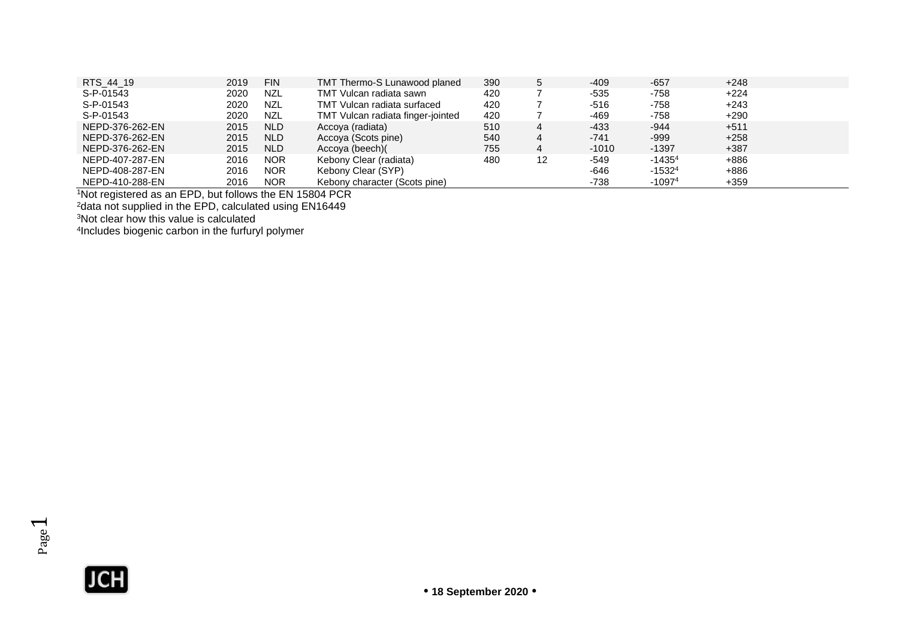| | | | | | | | | |
|---|---|---|---|---|---|---|---|---|
| RTS_44_19 | 2019 | FIN | TMT Thermo-S Lunawood planed | 390 | 5 | -409 | -657 | +248 |
| S-P-01543 | 2020 | NZL | TMT Vulcan radiata sawn | 420 | 7 | -535 | -758 | +224 |
| S-P-01543 | 2020 | NZL | TMT Vulcan radiata surfaced | 420 | 7 | -516 | -758 | +243 |
| S-P-01543 | 2020 | NZL | TMT Vulcan radiata finger-jointed | 420 | 7 | -469 | -758 | +290 |
| NEPD-376-262-EN | 2015 | NLD | Accoya (radiata) | 510 | 4 | -433 | -944 | +511 |
| NEPD-376-262-EN | 2015 | NLD | Accoya (Scots pine) | 540 | 4 | -741 | -999 | +258 |
| NEPD-376-262-EN | 2015 | NLD | Accoya (beech)( | 755 | 4 | -1010 | -1397 | +387 |
| NEPD-407-287-EN | 2016 | NOR | Kebony Clear (radiata) | 480 | 12 | -549 | -1435[4] | +886 |
| NEPD-408-287-EN | 2016 | NOR | Kebony Clear (SYP) | | | -646 | -1532[4] | +886 |
| NEPD-410-288-EN | 2016 | NOR | Kebony character (Scots pine) | | | -738 | -1097[4] | +359 |

[1]Not registered as an EPD, but follows the EN 15804 PCR

[2]data not supplied in the EPD, calculated using EN16449

[3]Not clear how this value is calculated

[4]Includes biogenic carbon in the furfuryl polymer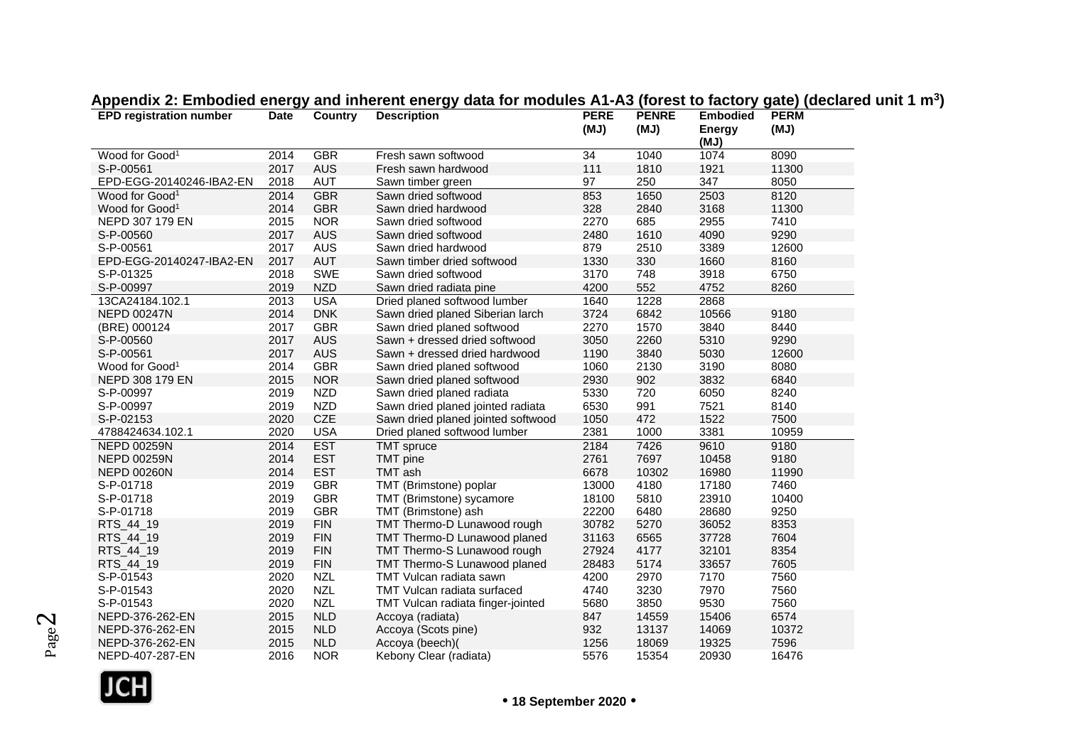## Appendix 2: Embodied energy and inherent energy data for modules A1-A3 (forest to factory gate) (declared unit 1 m$^3$)

| EPD registration number | Date | Country | Description | PERE (MJ) | PENRE (MJ) | Embodied Energy (MJ) | PERM (MJ) |
|---|---|---|---|---|---|---|---|
| Wood for Good[1] | 2014 | GBR | Fresh sawn softwood | 34 | 1040 | 1074 | 8090 |
| S-P-00561 | 2017 | AUS | Fresh sawn hardwood | 111 | 1810 | 1921 | 11300 |
| EPD-EGG-20140246-IBA2-EN | 2018 | AUT | Sawn timber green | 97 | 250 | 347 | 8050 |
| Wood for Good[1] | 2014 | GBR | Sawn dried softwood | 853 | 1650 | 2503 | 8120 |
| Wood for Good[1] | 2014 | GBR | Sawn dried hardwood | 328 | 2840 | 3168 | 11300 |
| NEPD 307 179 EN | 2015 | NOR | Sawn dried softwood | 2270 | 685 | 2955 | 7410 |
| S-P-00560 | 2017 | AUS | Sawn dried softwood | 2480 | 1610 | 4090 | 9290 |
| S-P-00561 | 2017 | AUS | Sawn dried hardwood | 879 | 2510 | 3389 | 12600 |
| EPD-EGG-20140247-IBA2-EN | 2017 | AUT | Sawn timber dried softwood | 1330 | 330 | 1660 | 8160 |
| S-P-01325 | 2018 | SWE | Sawn dried softwood | 3170 | 748 | 3918 | 6750 |
| S-P-00997 | 2019 | NZD | Sawn dried radiata pine | 4200 | 552 | 4752 | 8260 |
| 13CA24184.102.1 | 2013 | USA | Dried planed softwood lumber | 1640 | 1228 | 2868 | |
| NEPD 00247N | 2014 | DNK | Sawn dried planed Siberian larch | 3724 | 6842 | 10566 | 9180 |
| (BRE) 000124 | 2017 | GBR | Sawn dried planed softwood | 2270 | 1570 | 3840 | 8440 |
| S-P-00560 | 2017 | AUS | Sawn + dressed dried softwood | 3050 | 2260 | 5310 | 9290 |
| S-P-00561 | 2017 | AUS | Sawn + dressed dried hardwood | 1190 | 3840 | 5030 | 12600 |
| Wood for Good[1] | 2014 | GBR | Sawn dried planed softwood | 1060 | 2130 | 3190 | 8080 |
| NEPD 308 179 EN | 2015 | NOR | Sawn dried planed softwood | 2930 | 902 | 3832 | 6840 |
| S-P-00997 | 2019 | NZD | Sawn dried planed radiata | 5330 | 720 | 6050 | 8240 |
| S-P-00997 | 2019 | NZD | Sawn dried planed jointed radiata | 6530 | 991 | 7521 | 8140 |
| S-P-02153 | 2020 | CZE | Sawn dried planed jointed softwood | 1050 | 472 | 1522 | 7500 |
| 4788424634.102.1 | 2020 | USA | Dried planed softwood lumber | 2381 | 1000 | 3381 | 10959 |
| NEPD 00259N | 2014 | EST | TMT spruce | 2184 | 7426 | 9610 | 9180 |
| NEPD 00259N | 2014 | EST | TMT pine | 2761 | 7697 | 10458 | 9180 |
| NEPD 00260N | 2014 | EST | TMT ash | 6678 | 10302 | 16980 | 11990 |
| S-P-01718 | 2019 | GBR | TMT (Brimstone) poplar | 13000 | 4180 | 17180 | 7460 |
| S-P-01718 | 2019 | GBR | TMT (Brimstone) sycamore | 18100 | 5810 | 23910 | 10400 |
| S-P-01718 | 2019 | GBR | TMT (Brimstone) ash | 22200 | 6480 | 28680 | 9250 |
| RTS_44_19 | 2019 | FIN | TMT Thermo-D Lunawood rough | 30782 | 5270 | 36052 | 8353 |
| RTS_44_19 | 2019 | FIN | TMT Thermo-D Lunawood planed | 31163 | 6565 | 37728 | 7604 |
| RTS_44_19 | 2019 | FIN | TMT Thermo-S Lunawood rough | 27924 | 4177 | 32101 | 8354 |
| RTS_44_19 | 2019 | FIN | TMT Thermo-S Lunawood planed | 28483 | 5174 | 33657 | 7605 |
| S-P-01543 | 2020 | NZL | TMT Vulcan radiata sawn | 4200 | 2970 | 7170 | 7560 |
| S-P-01543 | 2020 | NZL | TMT Vulcan radiata surfaced | 4740 | 3230 | 7970 | 7560 |
| S-P-01543 | 2020 | NZL | TMT Vulcan radiata finger-jointed | 5680 | 3850 | 9530 | 7560 |
| NEPD-376-262-EN | 2015 | NLD | Accoya (radiata) | 847 | 14559 | 15406 | 6574 |
| NEPD-376-262-EN | 2015 | NLD | Accoya (Scots pine) | 932 | 13137 | 14069 | 10372 |
| NEPD-376-262-EN | 2015 | NLD | Accoya (beech)( | 1256 | 18069 | 19325 | 7596 |
| NEPD-407-287-EN | 2016 | NOR | Kebony Clear (radiata) | 5576 | 15354 | 20930 | 16476 |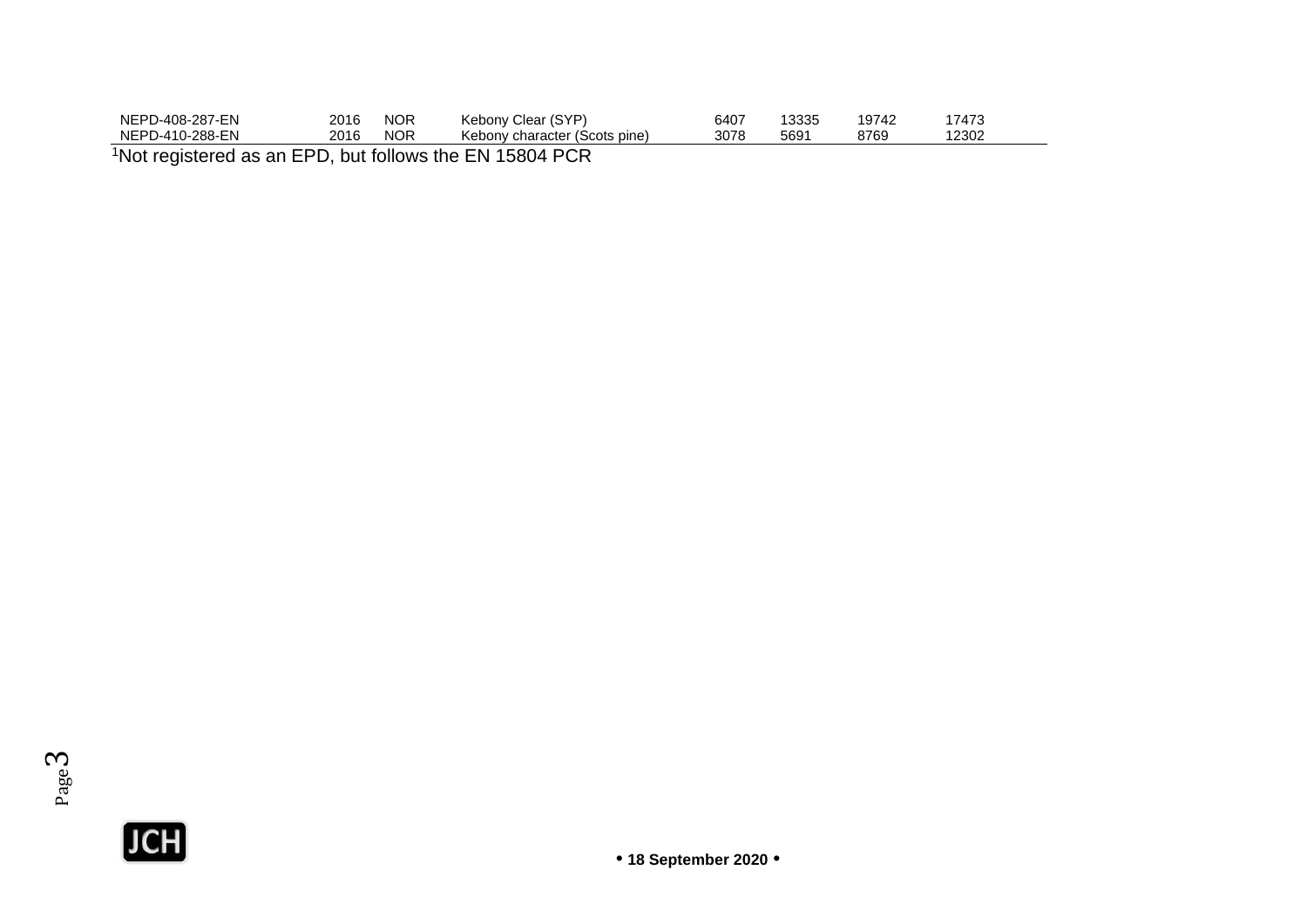| | | | | | | | |
|---|---|---|---|---|---|---|---|
| NEPD-408-287-EN | 2016 | NOR | Kebony Clear (SYP) | 6407 | 13335 | 19742 | 17473 |
| NEPD-410-288-EN | 2016 | NOR | Kebony character (Scots pine) | 3078 | 5691 | 8769 | 12302 |

[1]Not registered as an EPD, but follows the EN 15804 PCR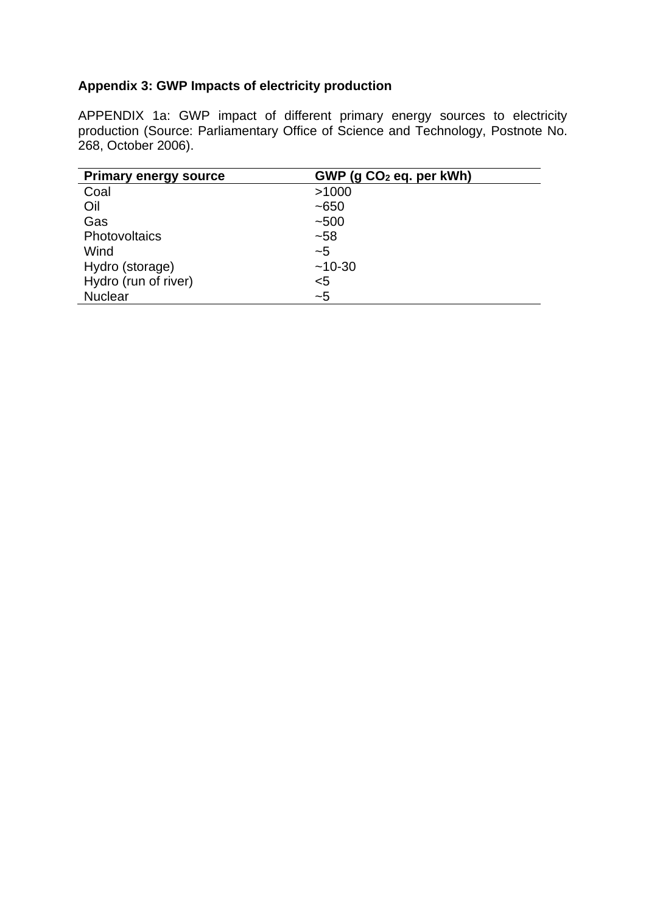### Appendix 3: GWP Impacts of electricity production

APPENDIX 1a: GWP impact of different primary energy sources to electricity production (Source: Parliamentary Office of Science and Technology, Postnote No. 268, October 2006).

| Primary energy source | GWP (g $CO_2$ eq. per kWh) |
|---|---|
| Coal | >1000 |
| Oil | ~650 |
| Gas | ~500 |
| Photovoltaics | ~58 |
| Wind | ~5 |
| Hydro (storage) | ~10-30 |
| Hydro (run of river) | <5 |
| Nuclear | ~5 |